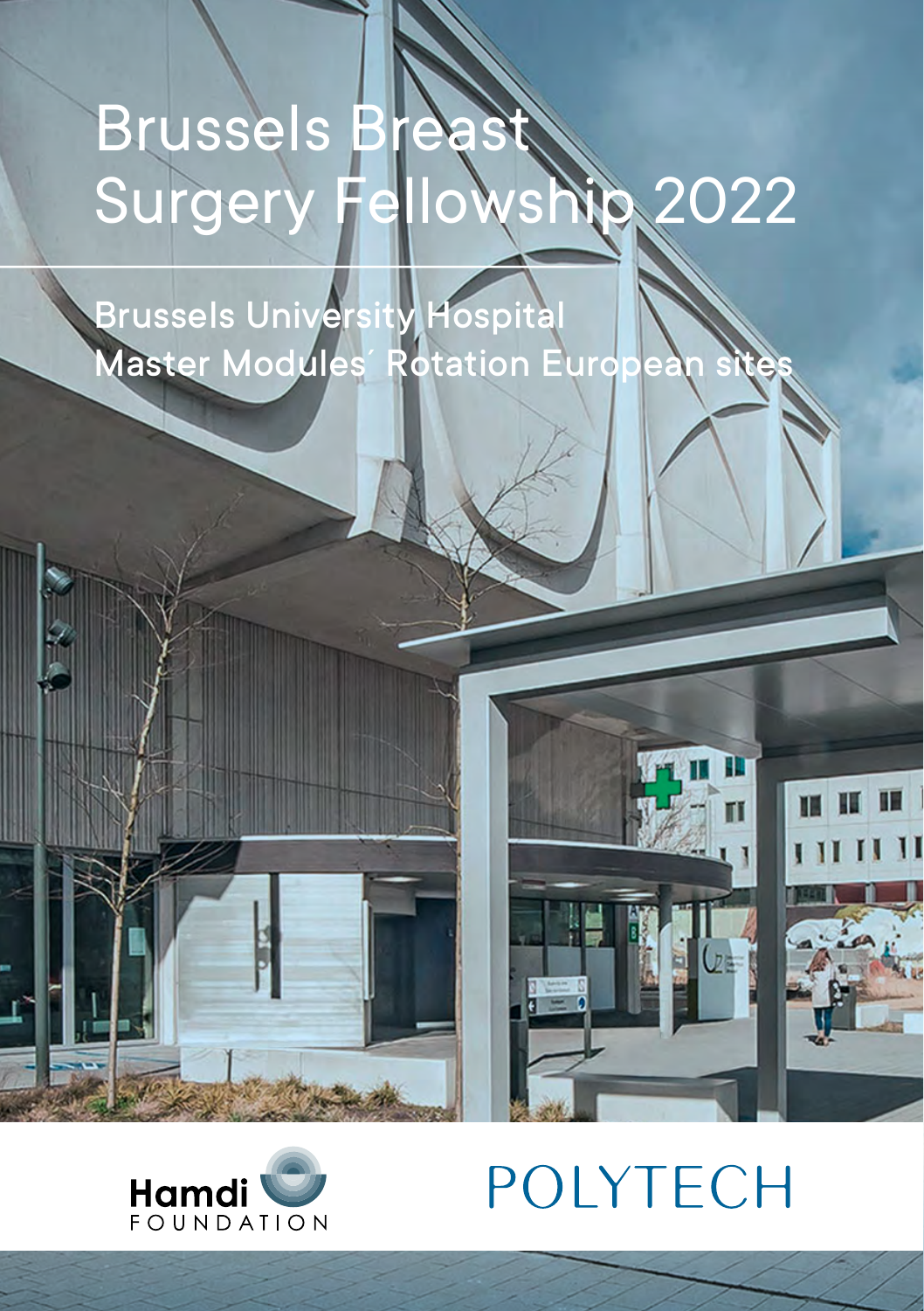# Brussels Breast Surgery Fellowship 2022

## Brussels University Hospital
## Master Modules´ Rotation European sites

Hamdi FOUNDATION

POLYTECH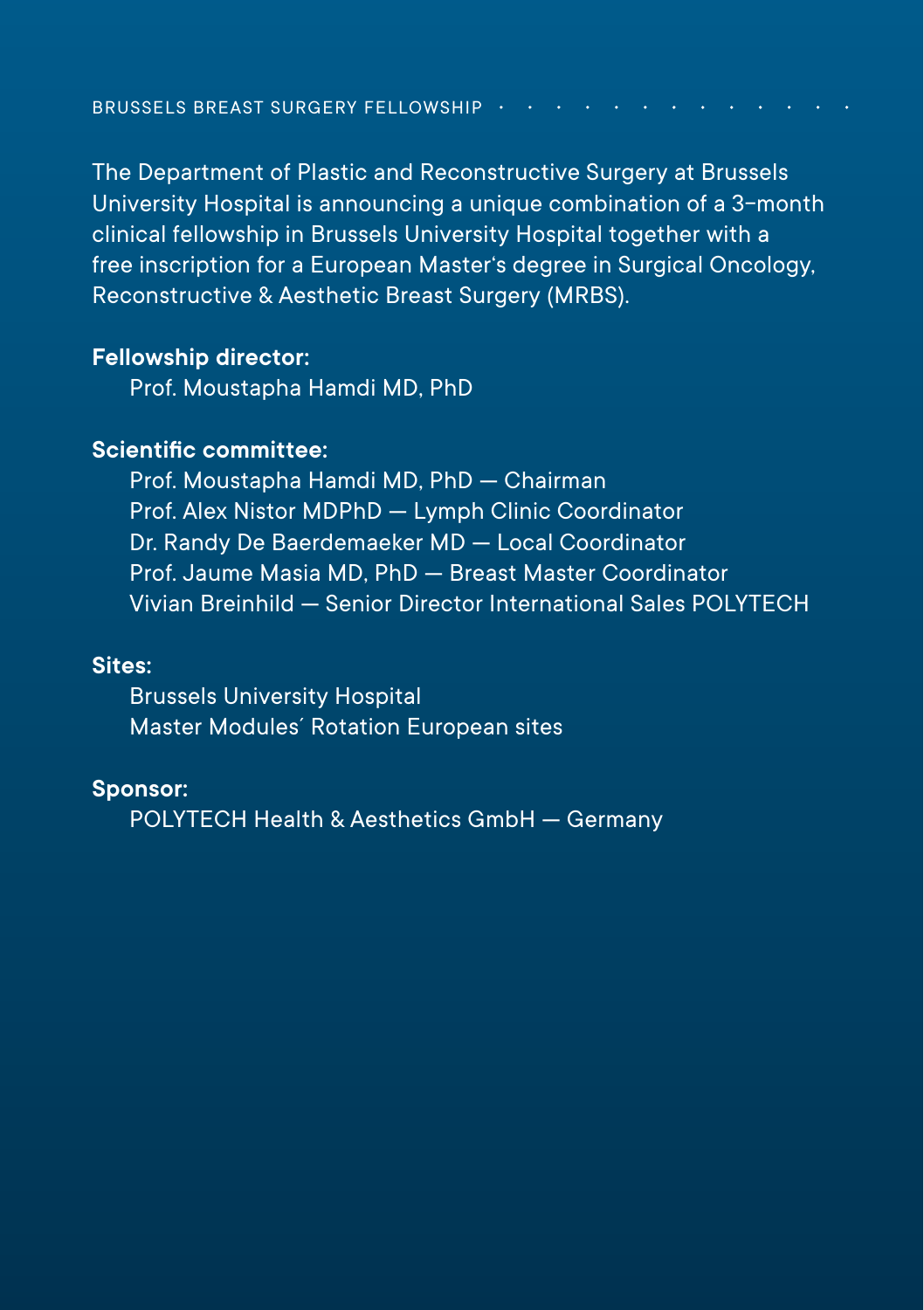BRUSSELS BREAST SURGERY FELLOWSHIP

The Department of Plastic and Reconstructive Surgery at Brussels University Hospital is announcing a unique combination of a 3-month clinical fellowship in Brussels University Hospital together with a free inscription for a European Master's degree in Surgical Oncology, Reconstructive & Aesthetic Breast Surgery (MRBS).

**Fellowship director:**

Prof. Moustapha Hamdi MD, PhD

**Scientific committee:**

Prof. Moustapha Hamdi MD, PhD — Chairman
Prof. Alex Nistor MDPhD — Lymph Clinic Coordinator
Dr. Randy De Baerdemaeker MD — Local Coordinator
Prof. Jaume Masia MD, PhD — Breast Master Coordinator
Vivian Breinhild — Senior Director International Sales POLYTECH

**Sites:**

Brussels University Hospital
Master Modules´ Rotation European sites

**Sponsor:**

POLYTECH Health & Aesthetics GmbH — Germany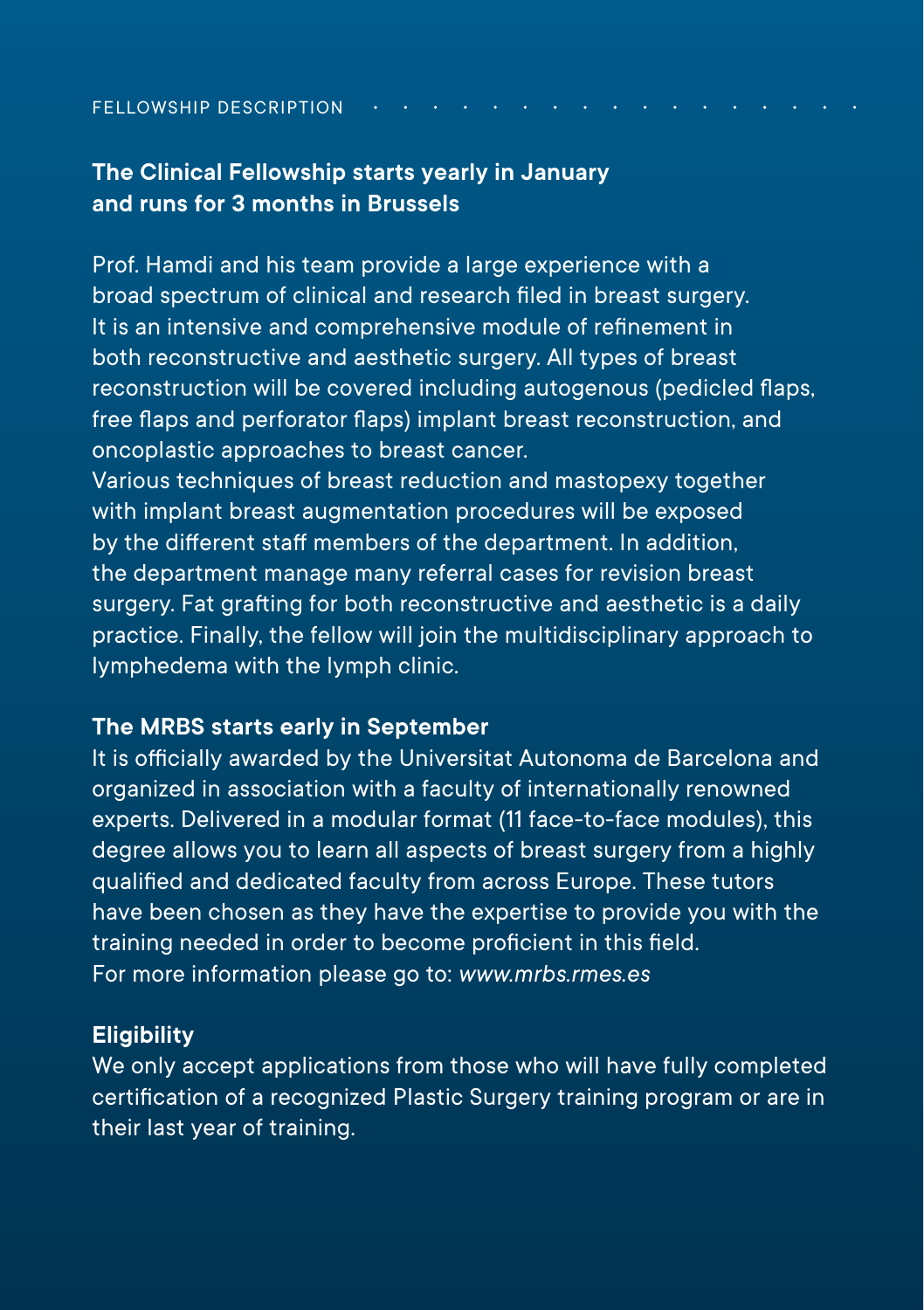## FELLOWSHIP DESCRIPTION

**The Clinical Fellowship starts yearly in January and runs for 3 months in Brussels**

Prof. Hamdi and his team provide a large experience with a broad spectrum of clinical and research filed in breast surgery. It is an intensive and comprehensive module of refinement in both reconstructive and aesthetic surgery. All types of breast reconstruction will be covered including autogenous (pedicled flaps, free flaps and perforator flaps) implant breast reconstruction, and oncoplastic approaches to breast cancer.
Various techniques of breast reduction and mastopexy together with implant breast augmentation procedures will be exposed by the different staff members of the department. In addition, the department manage many referral cases for revision breast surgery. Fat grafting for both reconstructive and aesthetic is a daily practice. Finally, the fellow will join the multidisciplinary approach to lymphedema with the lymph clinic.

**The MRBS starts early in September**
It is officially awarded by the Universitat Autonoma de Barcelona and organized in association with a faculty of internationally renowned experts. Delivered in a modular format (11 face-to-face modules), this degree allows you to learn all aspects of breast surgery from a highly qualified and dedicated faculty from across Europe. These tutors have been chosen as they have the expertise to provide you with the training needed in order to become proficient in this field.
For more information please go to: *www.mrbs.rmes.es*

**Eligibility**
We only accept applications from those who will have fully completed certification of a recognized Plastic Surgery training program or are in their last year of training.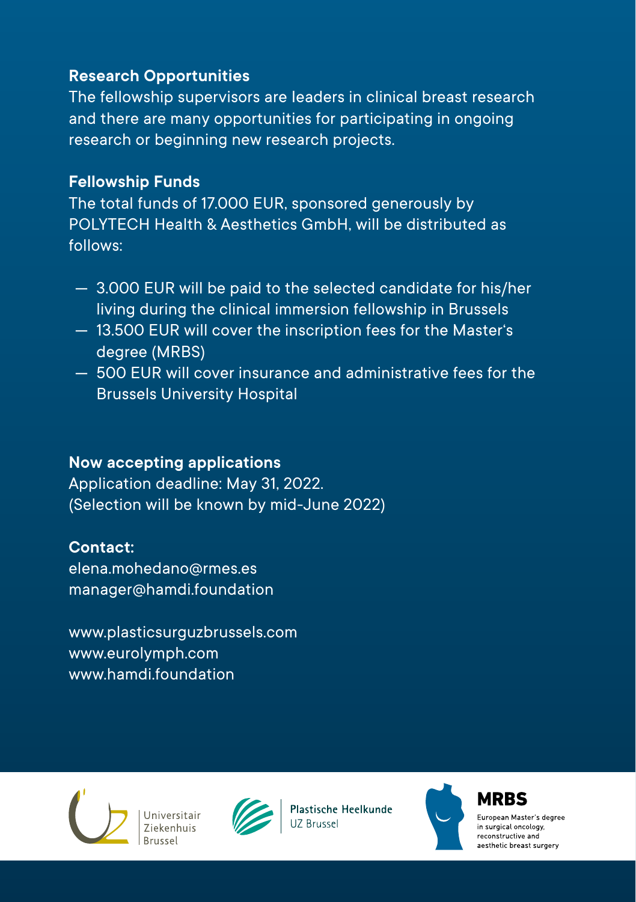**Research Opportunities**

The fellowship supervisors are leaders in clinical breast research and there are many opportunities for participating in ongoing research or beginning new research projects.

**Fellowship Funds**

The total funds of 17.000 EUR, sponsored generously by POLYTECH Health & Aesthetics GmbH, will be distributed as follows:

- 3.000 EUR will be paid to the selected candidate for his/her living during the clinical immersion fellowship in Brussels
- 13.500 EUR will cover the inscription fees for the Master's degree (MRBS)
- 500 EUR will cover insurance and administrative fees for the Brussels University Hospital

**Now accepting applications**

Application deadline: May 31, 2022.
(Selection will be known by mid-June 2022)

**Contact:**

elena.mohedano@rmes.es
manager@hamdi.foundation

www.plasticsurguzbrussels.com
www.eurolymph.com
www.hamdi.foundation

Universitair Ziekenhuis Brussel

Plastische Heelkunde UZ Brussel

MRBS
European Master's degree in surgical oncology, reconstructive and aesthetic breast surgery